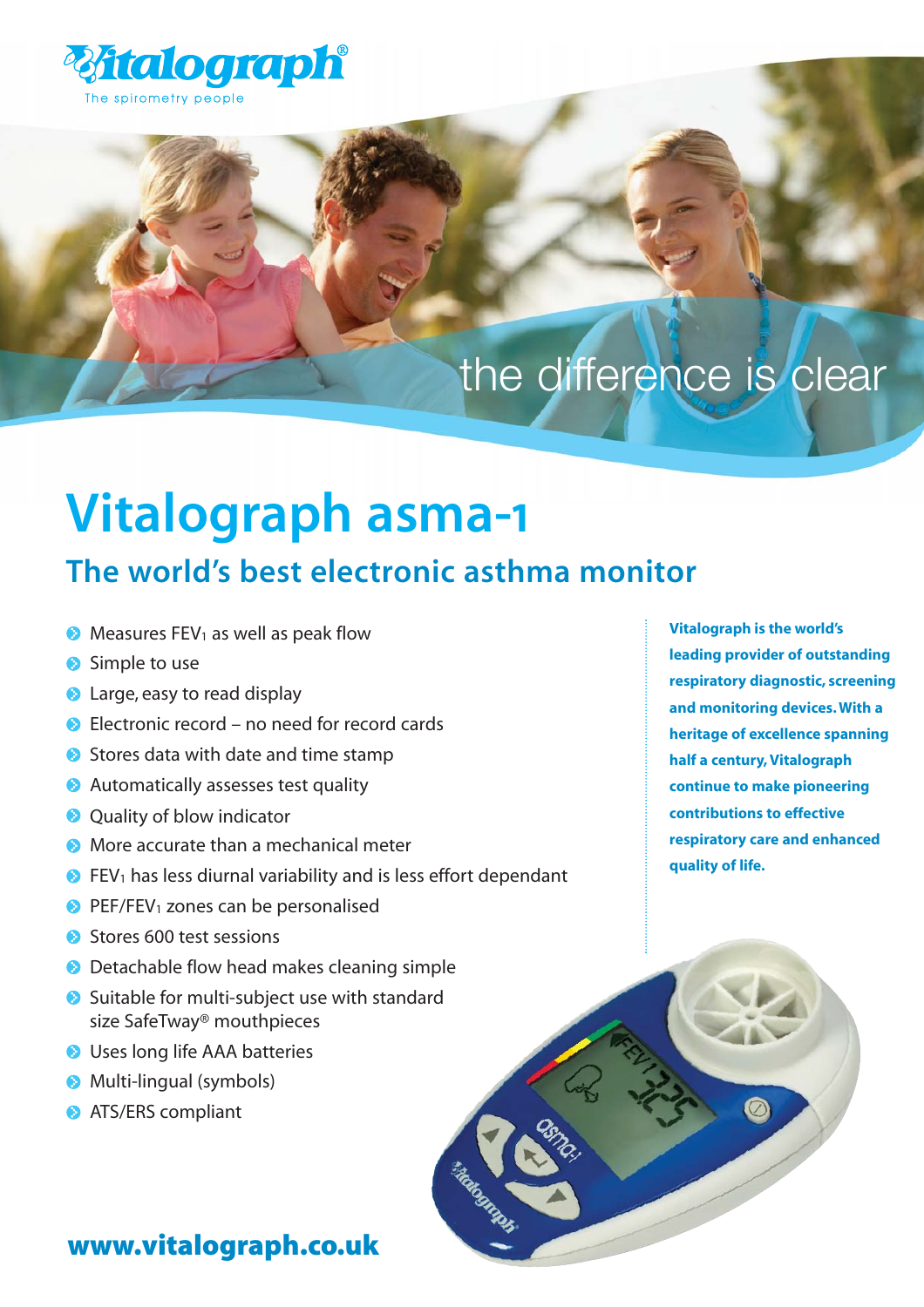Vitalograph®

The spirometry people

the difference is clear

# Vitalograph asma-1

## The world's best electronic asthma monitor

- Measures $FEV_1$ as well as peak flow
- Simple to use
- Large, easy to read display
- Electronic record – no need for record cards
- Stores data with date and time stamp
- Automatically assesses test quality
- Quality of blow indicator
- More accurate than a mechanical meter
- $FEV_1$ has less diurnal variability and is less effort dependant
- PEF/$FEV_1$ zones can be personalised
- Stores 600 test sessions
- Detachable flow head makes cleaning simple
- Suitable for multi-subject use with standard size SafeTway® mouthpieces
- Uses long life AAA batteries
- Multi-lingual (symbols)
- ATS/ERS compliant

**Vitalograph is the world's leading provider of outstanding respiratory diagnostic, screening and monitoring devices. With a heritage of excellence spanning half a century, Vitalograph continue to make pioneering contributions to effective respiratory care and enhanced quality of life.**

**www.vitalograph.co.uk**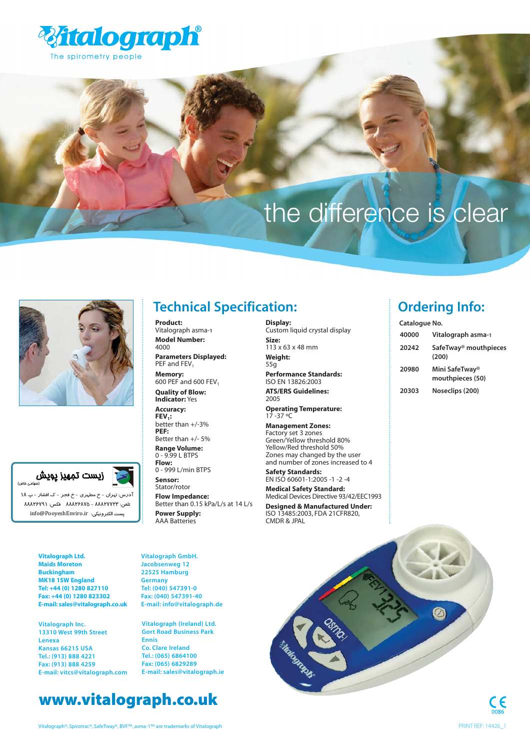# Vitalograph®

The spirometry people

the difference is clear

## Technical Specification:

**Product:**
Vitalograph asma-1

**Model Number:**
4000

**Parameters Displayed:**
PEF and $FEV_1$

**Memory:**
600 PEF and 600 $FEV_1$

**Quality of Blow: Indicator:** Yes

**Accuracy:**
**$FEV_1$:**
better than +/-3%
**PEF:**
Better than +/- 5%

**Range Volume:**
0 - 9.99 L BTPS
**Flow:**
0 - 999 L/min BTPS

**Sensor:**
Stator/rotor

**Flow Impedance:**
Better than 0.15 kPa/L/s at 14 L/s

**Power Supply:**
AAA Batteries

**Display:**
Custom liquid crystal display

**Size:**
113 x 63 x 48 mm

**Weight:**
55g

**Performance Standards:**
ISO EN 13826:2003

**ATS/ERS Guidelines:**
2005

**Operating Temperature:**
17 -37 ºC

**Management Zones:**
Factory set 3 zones
Green/Yellow threshold 80%
Yellow/Red threshold 50%
Zones may changed by the user and number of zones increased to 4

**Safety Standards:**
EN ISO 60601-1:2005 -1 -2 -4

**Medical Safety Standard:**
Medical Devices Directive 93/42/EEC1993

**Designed & Manufactured Under:**
ISO 13485:2003, FDA 21CFR820, CMDR & JPAL

## Ordering Info:

| Catalogue No. | |
|---|---|
| 40000 | Vitalograph asma-1 |
| 20242 | SafeTway® mouthpieces (200) |
| 20980 | Mini SafeTway® mouthpieces (50) |
| 20303 | Noseclips (200) |

زیست تجهیز پویش
(سهامی خاص)
آدرس: تهران - خ مطهری - خ فجر - ک افشار - پ ۱۸
تلفن: ۸۸۸۲۷۷۲۳ - ۸۸۸۲۶۸۷۵ فکس: ۸۸۸۲۶۷۹۱
پست الکترونیکی: info@PooyeshEnviro.ir

**Vitalograph Ltd.**
**Maids Moreton**
**Buckingham**
**MK18 1SW England**
**Tel: +44 (0) 1280 827110**
**Fax: +44 (0) 1280 823302**
**E-mail: sales@vitalograph.co.uk**

Vitalograph GmbH.
Jacobsenweg 12
22525 Hamburg
Germany
Tel: (040) 547391-0
Fax: (040) 547391-40
E-mail: info@vitalograph.de

Vitalograph Inc.
13310 West 99th Street
Lenexa
Kansas 66215 USA
Tel.: (913) 888 4221
Fax: (913) 888 4259
E-mail: vitcs@vitalograph.com

Vitalograph (Ireland) Ltd.
Gort Road Business Park
Ennis
Co. Clare Ireland
Tel.: (065) 6864100
Fax: (065) 6829289
E-mail: sales@vitalograph.ie

**www.vitalograph.co.uk**

CE 0086

Vitalograph®, Spirotrac®, SafeTway®, BVF™, asma-1™ are trademarks of Vitalograph

PRINT REF: 14426_1